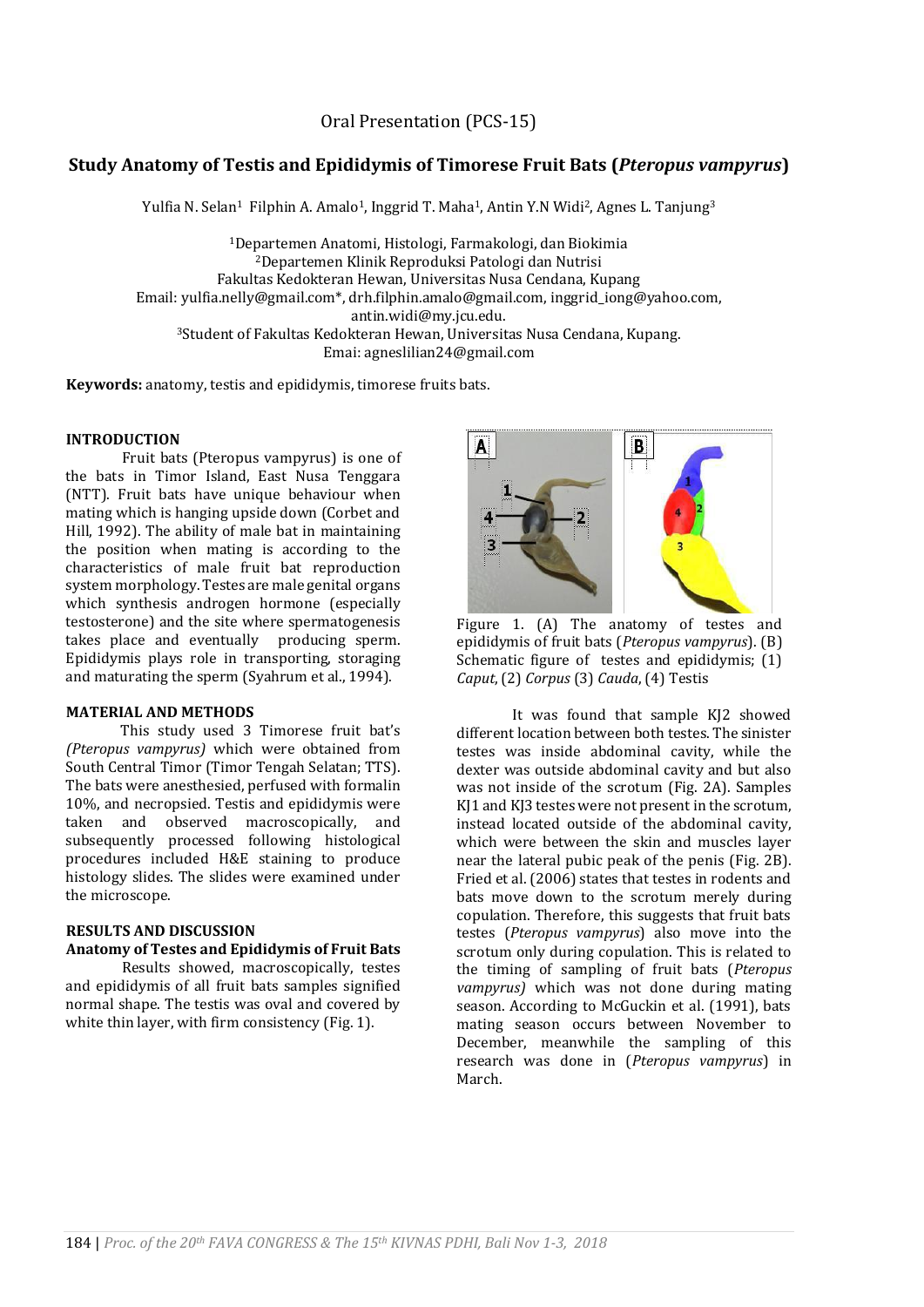Oral Presentation (PCS-15)

# Study Anatomy of Testis and Epididymis of Timorese Fruit Bats (*Pteropus vampyrus*)

Yulfia N. Selan[1] Filphin A. Amalo[1], Inggrid T. Maha[1], Antin Y.N Widi[2], Agnes L. Tanjung[3]

[1]Departemen Anatomi, Histologi, Farmakologi, dan Biokimia
[2]Departemen Klinik Reproduksi Patologi dan Nutrisi
Fakultas Kedokteran Hewan, Universitas Nusa Cendana, Kupang
Email: yulfia.nelly@gmail.com*, drh.filphin.amalo@gmail.com, inggrid_iong@yahoo.com, antin.widi@my.jcu.edu.
[3]Student of Fakultas Kedokteran Hewan, Universitas Nusa Cendana, Kupang.
Emai: agneslilian24@gmail.com

**Keywords:** anatomy, testis and epididymis, timorese fruits bats.

## INTRODUCTION

Fruit bats (Pteropus vampyrus) is one of the bats in Timor Island, East Nusa Tenggara (NTT). Fruit bats have unique behaviour when mating which is hanging upside down (Corbet and Hill, 1992). The ability of male bat in maintaining the position when mating is according to the characteristics of male fruit bat reproduction system morphology. Testes are male genital organs which synthesis androgen hormone (especially testosterone) and the site where spermatogenesis takes place and eventually producing sperm. Epididymis plays role in transporting, storaging and maturating the sperm (Syahrum et al., 1994).

## MATERIAL AND METHODS

This study used 3 Timorese fruit bat's *(Pteropus vampyrus)* which were obtained from South Central Timor (Timor Tengah Selatan; TTS). The bats were anesthesied, perfused with formalin 10%, and necropsied. Testis and epididymis were taken and observed macroscopically, and subsequently processed following histological procedures included H&E staining to produce histology slides. The slides were examined under the microscope.

## RESULTS AND DISCUSSION

### Anatomy of Testes and Epididymis of Fruit Bats

Results showed, macroscopically, testes and epididymis of all fruit bats samples signified normal shape. The testis was oval and covered by white thin layer, with firm consistency (Fig. 1).

Figure 1. (A) The anatomy of testes and epididymis of fruit bats (*Pteropus vampyrus*). (B) Schematic figure of testes and epididymis; (1) *Caput*, (2) *Corpus* (3) *Cauda*, (4) Testis

It was found that sample KJ2 showed different location between both testes. The sinister testes was inside abdominal cavity, while the dexter was outside abdominal cavity and but also was not inside of the scrotum (Fig. 2A). Samples KJ1 and KJ3 testes were not present in the scrotum, instead located outside of the abdominal cavity, which were between the skin and muscles layer near the lateral pubic peak of the penis (Fig. 2B). Fried et al. (2006) states that testes in rodents and bats move down to the scrotum merely during copulation. Therefore, this suggests that fruit bats testes (*Pteropus vampyrus*) also move into the scrotum only during copulation. This is related to the timing of sampling of fruit bats (*Pteropus vampyrus)* which was not done during mating season. According to McGuckin et al. (1991), bats mating season occurs between November to December, meanwhile the sampling of this research was done in (*Pteropus vampyrus*) in March.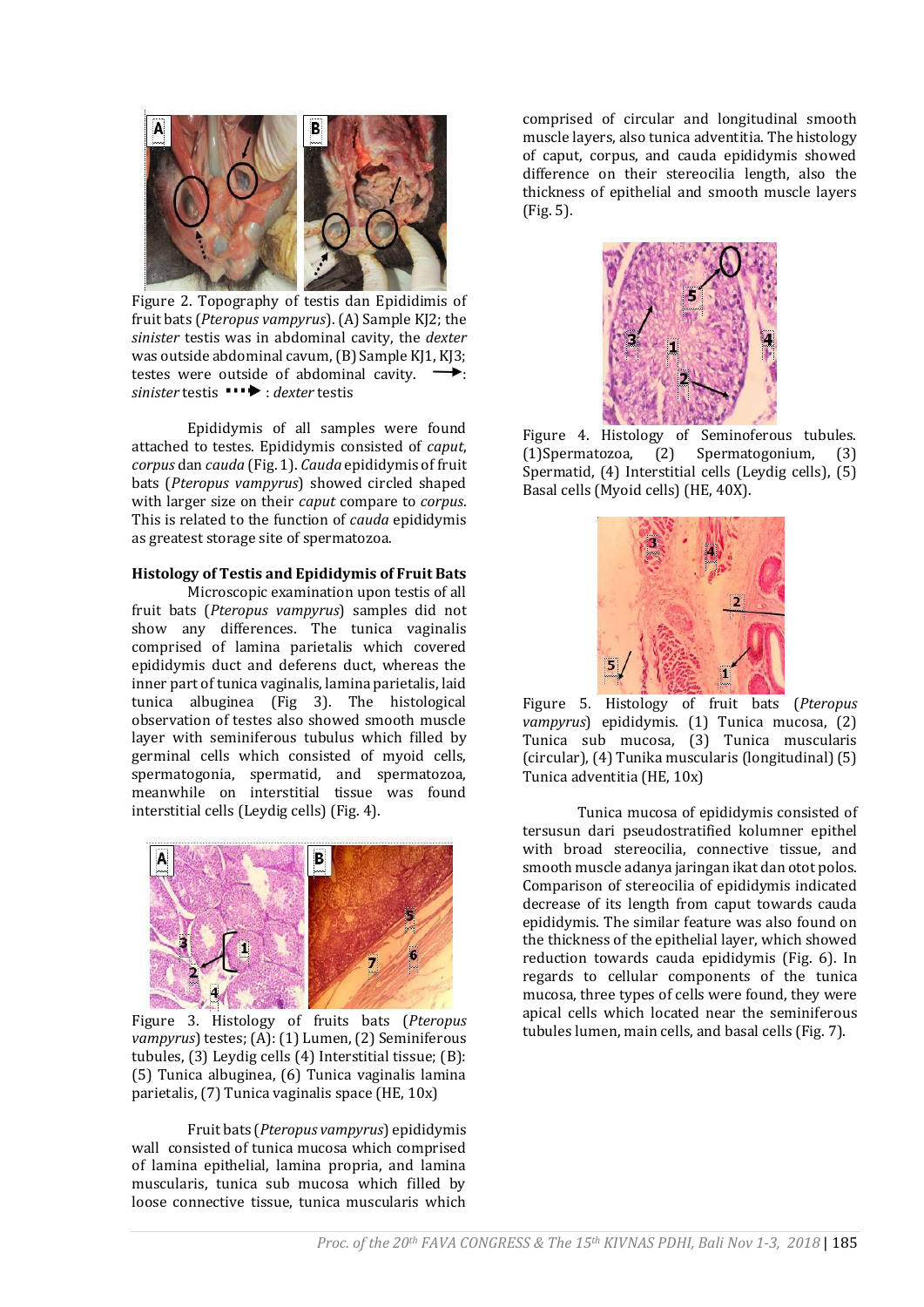Figure 2. Topography of testis dan Epididimis of fruit bats (*Pteropus vampyrus*). (A) Sample KJ2; the *sinister* testis was in abdominal cavity, the *dexter* was outside abdominal cavum, (B) Sample KJ1, KJ3; testes were outside of abdominal cavity. ⟶: *sinister* testis ⋯▶ : *dexter* testis

Epididymis of all samples were found attached to testes. Epididymis consisted of *caput*, *corpus* dan *cauda* (Fig. 1). *Cauda* epididymis of fruit bats (*Pteropus vampyrus*) showed circled shaped with larger size on their *caput* compare to *corpus*. This is related to the function of *cauda* epididymis as greatest storage site of spermatozoa.

**Histology of Testis and Epididymis of Fruit Bats**

Microscopic examination upon testis of all fruit bats (*Pteropus vampyrus*) samples did not show any differences. The tunica vaginalis comprised of lamina parietalis which covered epididymis duct and deferens duct, whereas the inner part of tunica vaginalis, lamina parietalis, laid tunica albuginea (Fig 3). The histological observation of testes also showed smooth muscle layer with seminiferous tubulus which filled by germinal cells which consisted of myoid cells, spermatogonia, spermatid, and spermatozoa, meanwhile on interstitial tissue was found interstitial cells (Leydig cells) (Fig. 4).

Figure 3. Histology of fruits bats (*Pteropus vampyrus*) testes; (A): (1) Lumen, (2) Seminiferous tubules, (3) Leydig cells (4) Interstitial tissue; (B): (5) Tunica albuginea, (6) Tunica vaginalis lamina parietalis, (7) Tunica vaginalis space (HE, 10x)

Fruit bats (*Pteropus vampyrus*) epididymis wall consisted of tunica mucosa which comprised of lamina epithelial, lamina propria, and lamina muscularis, tunica sub mucosa which filled by loose connective tissue, tunica muscularis which comprised of circular and longitudinal smooth muscle layers, also tunica adventitia. The histology of caput, corpus, and cauda epididymis showed difference on their stereocilia length, also the thickness of epithelial and smooth muscle layers (Fig. 5).

Figure 4. Histology of Seminoferous tubules. (1)Spermatozoa, (2) Spermatogonium, (3) Spermatid, (4) Interstitial cells (Leydig cells), (5) Basal cells (Myoid cells) (HE, 40X).

Figure 5. Histology of fruit bats (*Pteropus vampyrus*) epididymis. (1) Tunica mucosa, (2) Tunica sub mucosa, (3) Tunica muscularis (circular), (4) Tunika muscularis (longitudinal) (5) Tunica adventitia (HE, 10x)

Tunica mucosa of epididymis consisted of tersusun dari pseudostratified kolumner epithel with broad stereocilia, connective tissue, and smooth muscle adanya jaringan ikat dan otot polos. Comparison of stereocilia of epididymis indicated decrease of its length from caput towards cauda epididymis. The similar feature was also found on the thickness of the epithelial layer, which showed reduction towards cauda epididymis (Fig. 6). In regards to cellular components of the tunica mucosa, three types of cells were found, they were apical cells which located near the seminiferous tubules lumen, main cells, and basal cells (Fig. 7).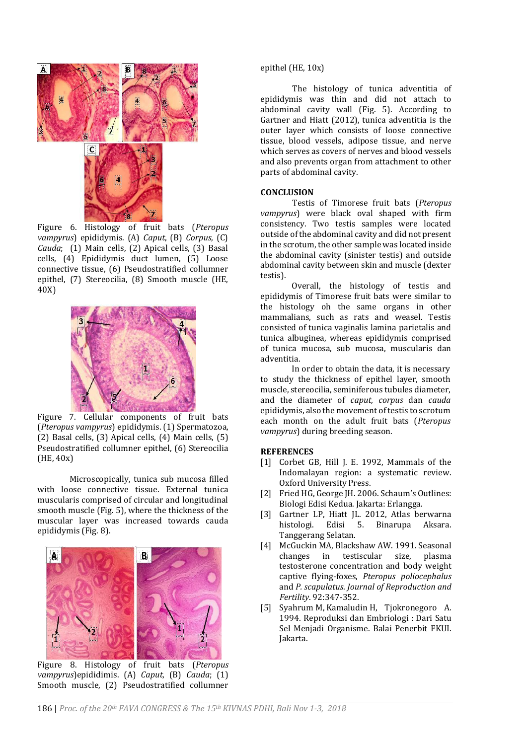Figure 6. Histology of fruit bats (*Pteropus vampyrus*) epididymis. (A) *Caput*, (B) *Corpus*, (C) *Cauda*; (1) Main cells, (2) Apical cells, (3) Basal cells, (4) Epididymis duct lumen, (5) Loose connective tissue, (6) Pseudostratified collumner epithel, (7) Stereocilia, (8) Smooth muscle (HE, 40X)

Figure 7. Cellular components of fruit bats (*Pteropus vampyrus*) epididymis. (1) Spermatozoa, (2) Basal cells, (3) Apical cells, (4) Main cells, (5) Pseudostratified collumner epithel, (6) Stereocilia (HE, 40x)

Microscopically, tunica sub mucosa filled with loose connective tissue. External tunica muscularis comprised of circular and longitudinal smooth muscle (Fig. 5), where the thickness of the muscular layer was increased towards cauda epididymis (Fig. 8).

Figure 8. Histology of fruit bats (*Pteropus vampyrus*)epididimis. (A) *Caput*, (B) *Cauda*; (1) Smooth muscle, (2) Pseudostratified collumner epithel (HE, 10x)

The histology of tunica adventitia of epididymis was thin and did not attach to abdominal cavity wall (Fig. 5). According to Gartner and Hiatt (2012), tunica adventitia is the outer layer which consists of loose connective tissue, blood vessels, adipose tissue, and nerve which serves as covers of nerves and blood vessels and also prevents organ from attachment to other parts of abdominal cavity.

## CONCLUSION

Testis of Timorese fruit bats (*Pteropus vampyrus*) were black oval shaped with firm consistency. Two testis samples were located outside of the abdominal cavity and did not present in the scrotum, the other sample was located inside the abdominal cavity (sinister testis) and outside abdominal cavity between skin and muscle (dexter testis).

Overall, the histology of testis and epididymis of Timorese fruit bats were similar to the histology oh the same organs in other mammalians, such as rats and weasel. Testis consisted of tunica vaginalis lamina parietalis and tunica albuginea, whereas epididymis comprised of tunica mucosa, sub mucosa, muscularis dan adventitia.

In order to obtain the data, it is necessary to study the thickness of epithel layer, smooth muscle, stereocilia, seminiferous tubules diameter, and the diameter of *caput*, *corpus* dan *cauda* epididymis, also the movement of testis to scrotum each month on the adult fruit bats (*Pteropus vampyrus*) during breeding season.

## REFERENCES

[1] Corbet GB, Hill J. E. 1992, Mammals of the Indomalayan region: a systematic review. Oxford University Press.

[2] Fried HG, George JH. 2006. Schaum's Outlines: Biologi Edisi Kedua. Jakarta: Erlangga.

[3] Gartner LP, Hiatt JL. 2012, Atlas berwarna histologi. Edisi 5. Binarupa Aksara. Tanggerang Selatan.

[4] McGuckin MA, Blackshaw AW. 1991. Seasonal changes in testiscular size, plasma testosterone concentration and body weight captive flying-foxes, *Pteropus poliocephalus* and *P. scapulatus*. *Journal of Reproduction and Fertility*. 92:347-352.

[5] Syahrum M, Kamaludin H, Tjokronegoro A. 1994. Reproduksi dan Embriologi : Dari Satu Sel Menjadi Organisme. Balai Penerbit FKUI. Jakarta.